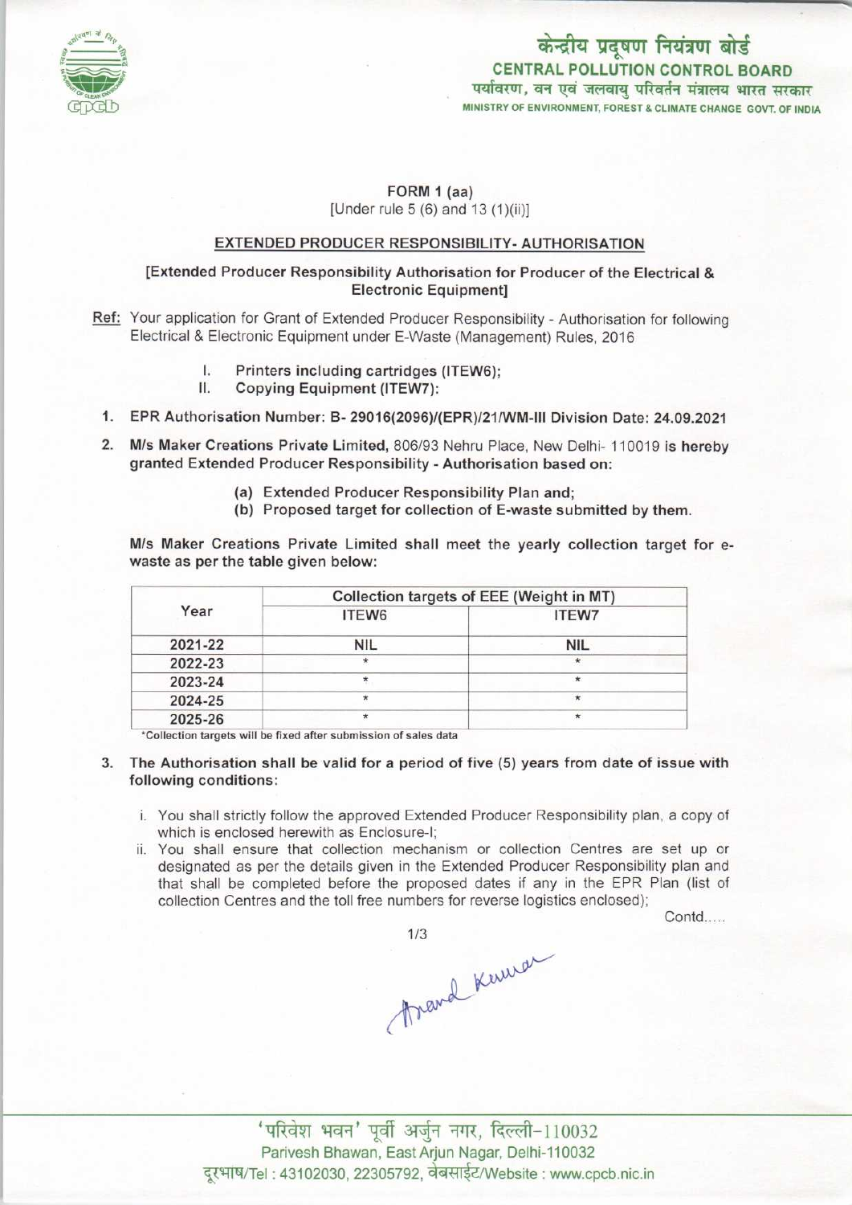केन्द्रीय प्रदूषण नियंत्रण बोर्ड
CENTRAL POLLUTION CONTROL BOARD
पर्यावरण, वन एवं जलवायु परिवर्तन मंत्रालय भारत सरकार
MINISTRY OF ENVIRONMENT, FOREST & CLIMATE CHANGE GOVT. OF INDIA

FORM 1 (aa)
[Under rule 5 (6) and 13 (1)(ii)]

**EXTENDED PRODUCER RESPONSIBILITY- AUTHORISATION**

**[Extended Producer Responsibility Authorisation for Producer of the Electrical & Electronic Equipment]**

**Ref:** Your application for Grant of Extended Producer Responsibility - Authorisation for following Electrical & Electronic Equipment under E-Waste (Management) Rules, 2016

I. **Printers including cartridges (ITEW6);**
II. **Copying Equipment (ITEW7):**

1. **EPR Authorisation Number: B- 29016(2096)/(EPR)/21/WM-III Division Date: 24.09.2021**

2. **M/s Maker Creations Private Limited,** 806/93 Nehru Place, New Delhi- 110019 **is hereby granted Extended Producer Responsibility - Authorisation based on:**

   (a) Extended Producer Responsibility Plan and;
   (b) Proposed target for collection of E-waste submitted by them.

**M/s Maker Creations Private Limited shall meet the yearly collection target for e-waste as per the table given below:**

| Year | Collection targets of EEE (Weight in MT) | |
|---|---|---|
| | ITEW6 | ITEW7 |
| 2021-22 | NIL | NIL |
| 2022-23 | * | * |
| 2023-24 | * | * |
| 2024-25 | * | * |
| 2025-26 | * | * |

*Collection targets will be fixed after submission of sales data

3. **The Authorisation shall be valid for a period of five (5) years from date of issue with following conditions:**

   i. You shall strictly follow the approved Extended Producer Responsibility plan, a copy of which is enclosed herewith as Enclosure-I;
   ii. You shall ensure that collection mechanism or collection Centres are set up or designated as per the details given in the Extended Producer Responsibility plan and that shall be completed before the proposed dates if any in the EPR Plan (list of collection Centres and the toll free numbers for reverse logistics enclosed);

Contd.....

Anand Kumar

'परिवेश भवन' पूर्वी अर्जुन नगर, दिल्ली-110032
Parivesh Bhawan, East Arjun Nagar, Delhi-110032
दूरभाष/Tel : 43102030, 22305792, वेबसाईट/Website : www.cpcb.nic.in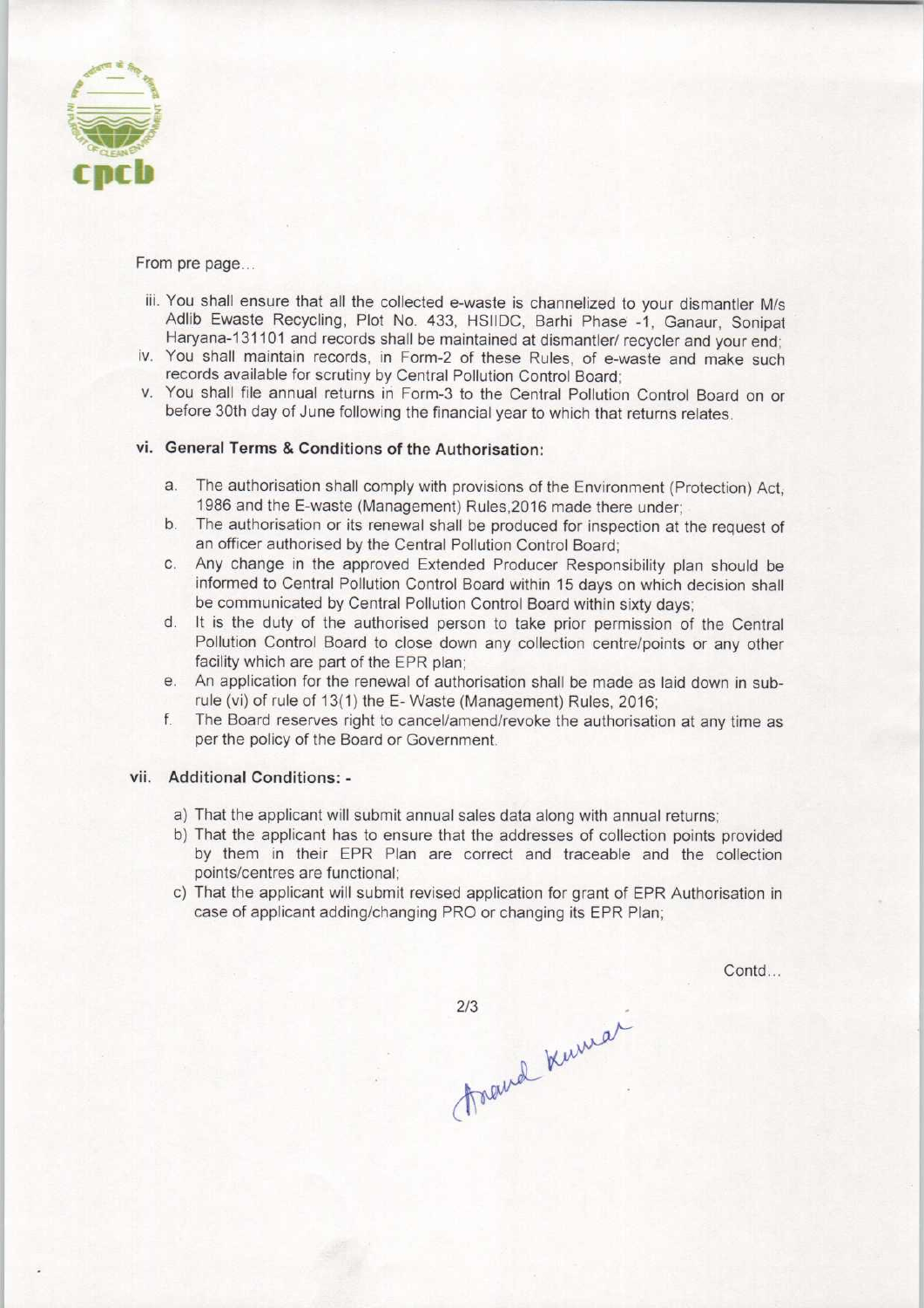From pre page...

iii. You shall ensure that all the collected e-waste is channelized to your dismantler M/s Adlib Ewaste Recycling, Plot No. 433, HSIIDC, Barhi Phase -1, Ganaur, Sonipat Haryana-131101 and records shall be maintained at dismantler/ recycler and your end;

iv. You shall maintain records, in Form-2 of these Rules, of e-waste and make such records available for scrutiny by Central Pollution Control Board;

v. You shall file annual returns in Form-3 to the Central Pollution Control Board on or before 30th day of June following the financial year to which that returns relates.

### vi. General Terms & Conditions of the Authorisation:

a. The authorisation shall comply with provisions of the Environment (Protection) Act, 1986 and the E-waste (Management) Rules,2016 made there under;

b. The authorisation or its renewal shall be produced for inspection at the request of an officer authorised by the Central Pollution Control Board;

c. Any change in the approved Extended Producer Responsibility plan should be informed to Central Pollution Control Board within 15 days on which decision shall be communicated by Central Pollution Control Board within sixty days;

d. It is the duty of the authorised person to take prior permission of the Central Pollution Control Board to close down any collection centre/points or any other facility which are part of the EPR plan;

e. An application for the renewal of authorisation shall be made as laid down in sub-rule (vi) of rule of 13(1) the E- Waste (Management) Rules, 2016;

f. The Board reserves right to cancel/amend/revoke the authorisation at any time as per the policy of the Board or Government.

### vii. Additional Conditions: -

a) That the applicant will submit annual sales data along with annual returns;

b) That the applicant has to ensure that the addresses of collection points provided by them in their EPR Plan are correct and traceable and the collection points/centres are functional;

c) That the applicant will submit revised application for grant of EPR Authorisation in case of applicant adding/changing PRO or changing its EPR Plan;

Contd...

Anand Kumar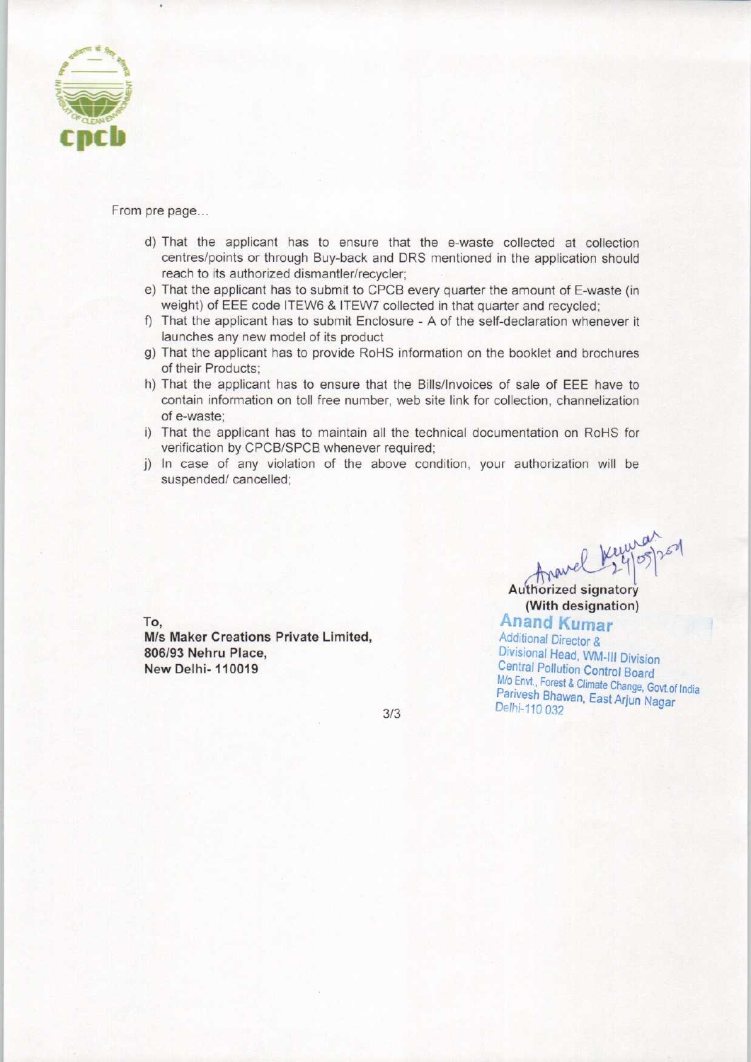From pre page...

d) That the applicant has to ensure that the e-waste collected at collection centres/points or through Buy-back and DRS mentioned in the application should reach to its authorized dismantler/recycler;
e) That the applicant has to submit to CPCB every quarter the amount of E-waste (in weight) of EEE code ITEW6 & ITEW7 collected in that quarter and recycled;
f) That the applicant has to submit Enclosure - A of the self-declaration whenever it launches any new model of its product
g) That the applicant has to provide RoHS information on the booklet and brochures of their Products;
h) That the applicant has to ensure that the Bills/Invoices of sale of EEE have to contain information on toll free number, web site link for collection, channelization of e-waste;
i) That the applicant has to maintain all the technical documentation on RoHS for verification by CPCB/SPCB whenever required;
j) In case of any violation of the above condition, your authorization will be suspended/ cancelled;

Anand Kumar 24/05/2021

**Authorized signatory**
**(With designation)**

**Anand Kumar**
Additional Director &
Divisional Head, WM-III Division
Central Pollution Control Board
M/o Envt., Forest & Climate Change, Govt.of India
Parivesh Bhawan, East Arjun Nagar
Delhi-110 032

To,
**M/s Maker Creations Private Limited,**
**806/93 Nehru Place,**
**New Delhi- 110019**